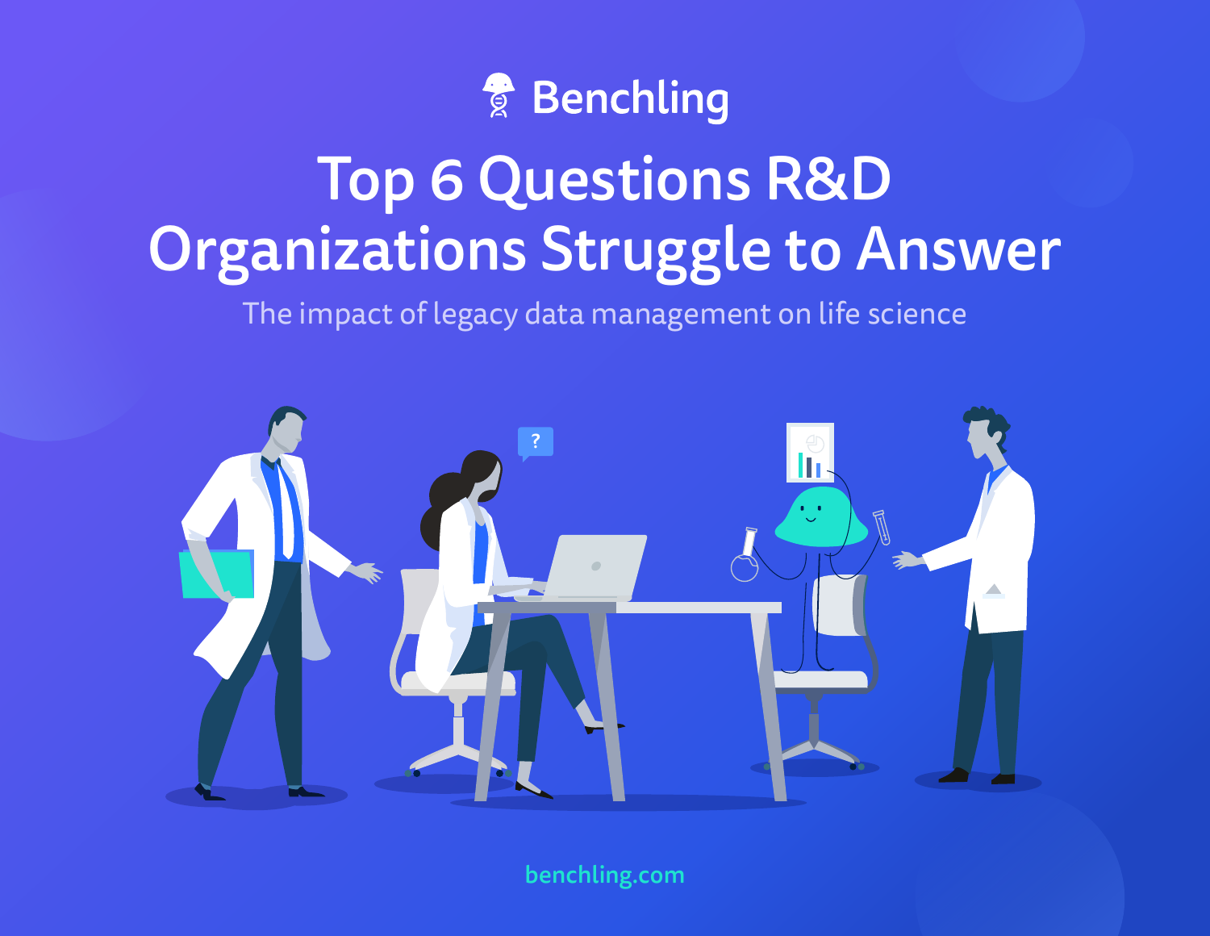Benchling

# Top 6 Questions R&D Organizations Struggle to Answer

The impact of legacy data management on life science

benchling.com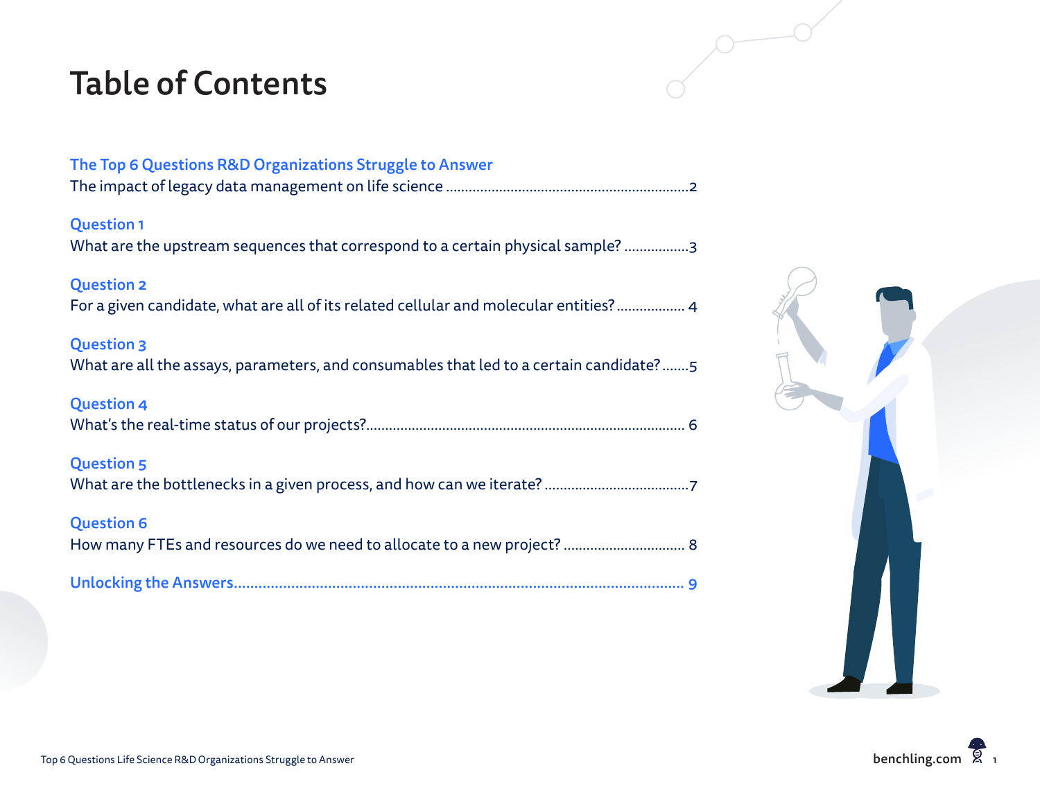# Table of Contents

**The Top 6 Questions R&D Organizations Struggle to Answer**
The impact of legacy data management on life science ........ 2

**Question 1**
What are the upstream sequences that correspond to a certain physical sample? ........ 3

**Question 2**
For a given candidate, what are all of its related cellular and molecular entities? ........ 4

**Question 3**
What are all the assays, parameters, and consumables that led to a certain candidate? ........ 5

**Question 4**
What's the real-time status of our projects? ........ 6

**Question 5**
What are the bottlenecks in a given process, and how can we iterate? ........ 7

**Question 6**
How many FTEs and resources do we need to allocate to a new project? ........ 8

**Unlocking the Answers** ........ 9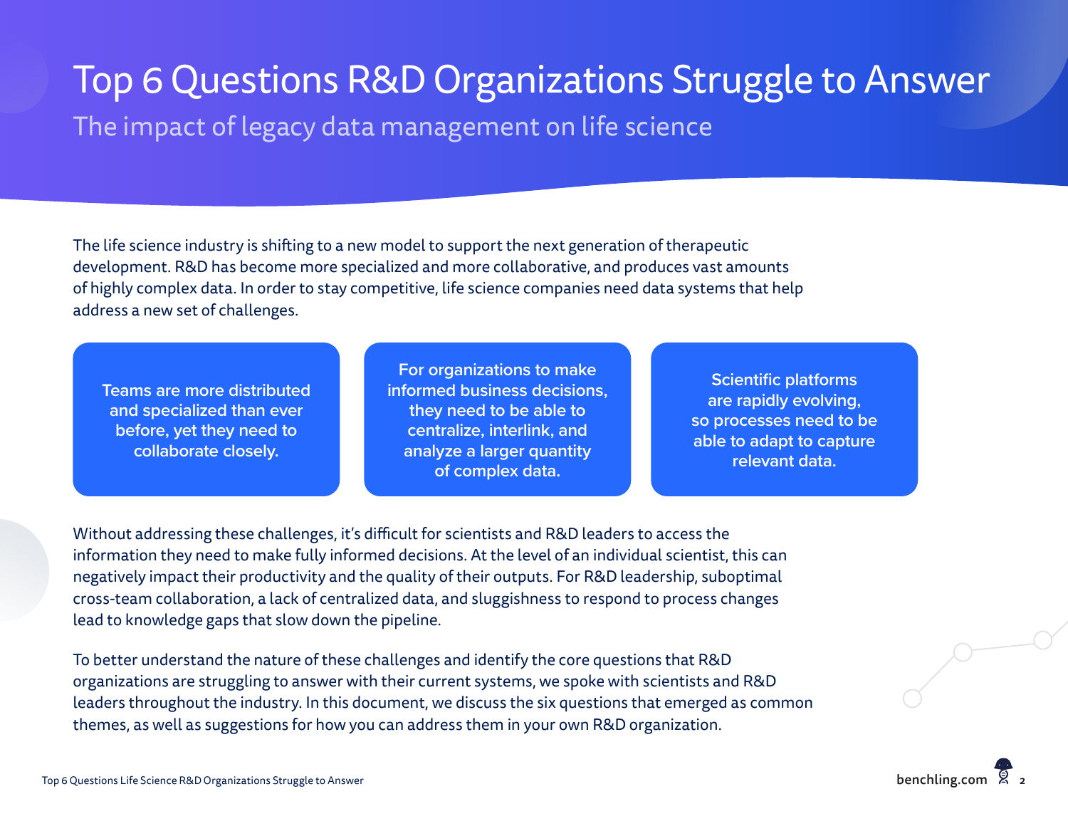# Top 6 Questions R&D Organizations Struggle to Answer

## The impact of legacy data management on life science

The life science industry is shifting to a new model to support the next generation of therapeutic development. R&D has become more specialized and more collaborative, and produces vast amounts of highly complex data. In order to stay competitive, life science companies need data systems that help address a new set of challenges.

**Teams are more distributed and specialized than ever before, yet they need to collaborate closely.**

**For organizations to make informed business decisions, they need to be able to centralize, interlink, and analyze a larger quantity of complex data.**

**Scientific platforms are rapidly evolving, so processes need to be able to adapt to capture relevant data.**

Without addressing these challenges, it's difficult for scientists and R&D leaders to access the information they need to make fully informed decisions. At the level of an individual scientist, this can negatively impact their productivity and the quality of their outputs. For R&D leadership, suboptimal cross-team collaboration, a lack of centralized data, and sluggishness to respond to process changes lead to knowledge gaps that slow down the pipeline.

To better understand the nature of these challenges and identify the core questions that R&D organizations are struggling to answer with their current systems, we spoke with scientists and R&D leaders throughout the industry. In this document, we discuss the six questions that emerged as common themes, as well as suggestions for how you can address them in your own R&D organization.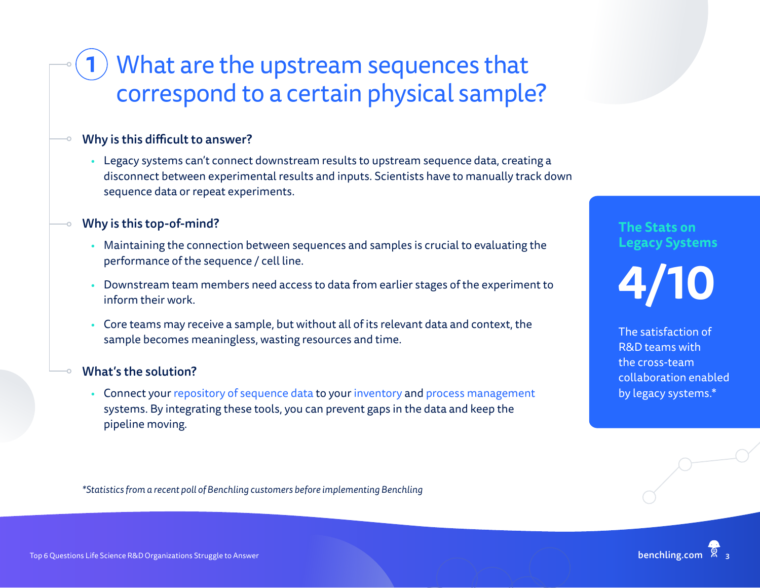# 1 What are the upstream sequences that correspond to a certain physical sample?

### Why is this difficult to answer?

- Legacy systems can't connect downstream results to upstream sequence data, creating a disconnect between experimental results and inputs. Scientists have to manually track down sequence data or repeat experiments.

### Why is this top-of-mind?

- Maintaining the connection between sequences and samples is crucial to evaluating the performance of the sequence / cell line.
- Downstream team members need access to data from earlier stages of the experiment to inform their work.
- Core teams may receive a sample, but without all of its relevant data and context, the sample becomes meaningless, wasting resources and time.

### What's the solution?

- Connect your repository of sequence data to your inventory and process management systems. By integrating these tools, you can prevent gaps in the data and keep the pipeline moving.

**The Stats on Legacy Systems**

**4/10**

The satisfaction of R&D teams with the cross-team collaboration enabled by legacy systems.*

*\*Statistics from a recent poll of Benchling customers before implementing Benchling*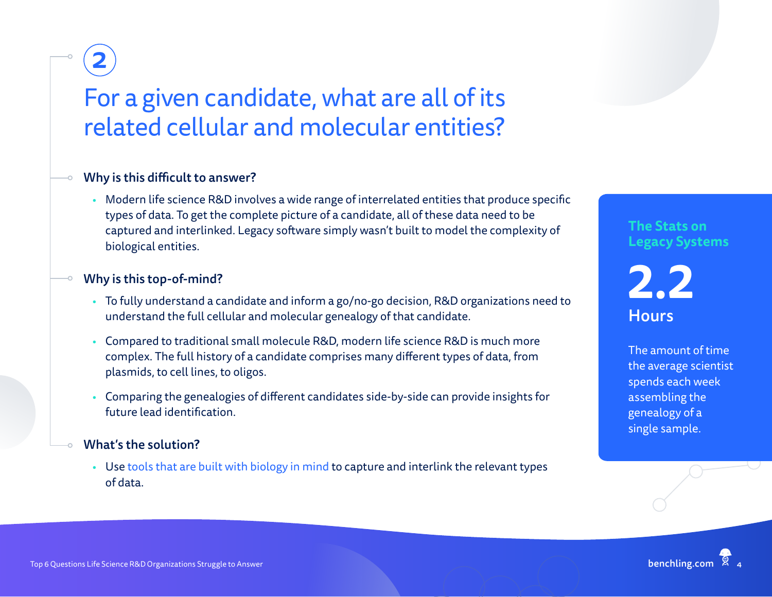## 2

# For a given candidate, what are all of its related cellular and molecular entities?

### Why is this difficult to answer?

- Modern life science R&D involves a wide range of interrelated entities that produce specific types of data. To get the complete picture of a candidate, all of these data need to be captured and interlinked. Legacy software simply wasn't built to model the complexity of biological entities.

### Why is this top-of-mind?

- To fully understand a candidate and inform a go/no-go decision, R&D organizations need to understand the full cellular and molecular genealogy of that candidate.
- Compared to traditional small molecule R&D, modern life science R&D is much more complex. The full history of a candidate comprises many different types of data, from plasmids, to cell lines, to oligos.
- Comparing the genealogies of different candidates side-by-side can provide insights for future lead identification.

### What's the solution?

- Use tools that are built with biology in mind to capture and interlink the relevant types of data.

**The Stats on Legacy Systems**

**2.2**

**Hours**

The amount of time the average scientist spends each week assembling the genealogy of a single sample.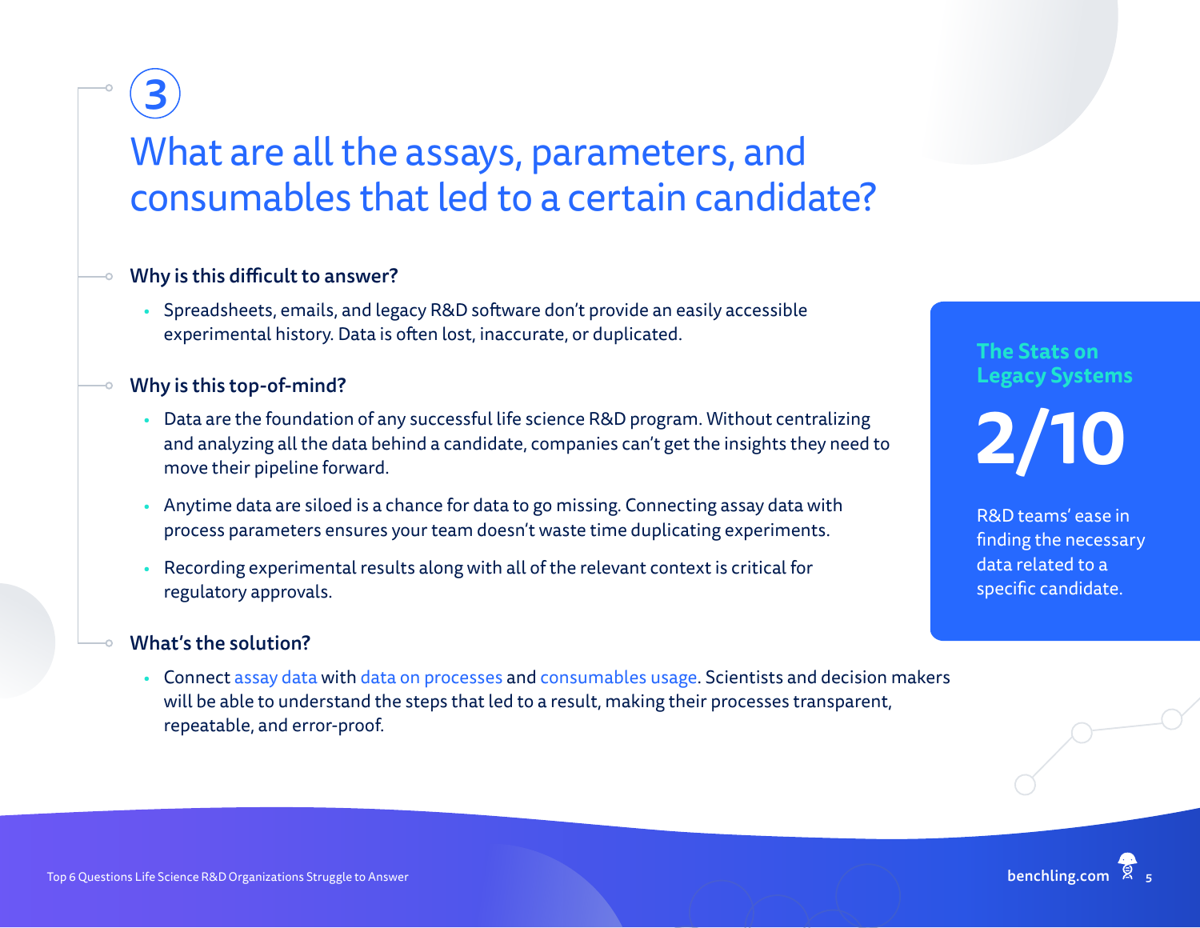3

# What are all the assays, parameters, and consumables that led to a certain candidate?

### Why is this difficult to answer?

- Spreadsheets, emails, and legacy R&D software don't provide an easily accessible experimental history. Data is often lost, inaccurate, or duplicated.

### Why is this top-of-mind?

- Data are the foundation of any successful life science R&D program. Without centralizing and analyzing all the data behind a candidate, companies can't get the insights they need to move their pipeline forward.
- Anytime data are siloed is a chance for data to go missing. Connecting assay data with process parameters ensures your team doesn't waste time duplicating experiments.
- Recording experimental results along with all of the relevant context is critical for regulatory approvals.

### What's the solution?

- Connect assay data with data on processes and consumables usage. Scientists and decision makers will be able to understand the steps that led to a result, making their processes transparent, repeatable, and error-proof.

**The Stats on Legacy Systems**

**2/10**

R&D teams' ease in finding the necessary data related to a specific candidate.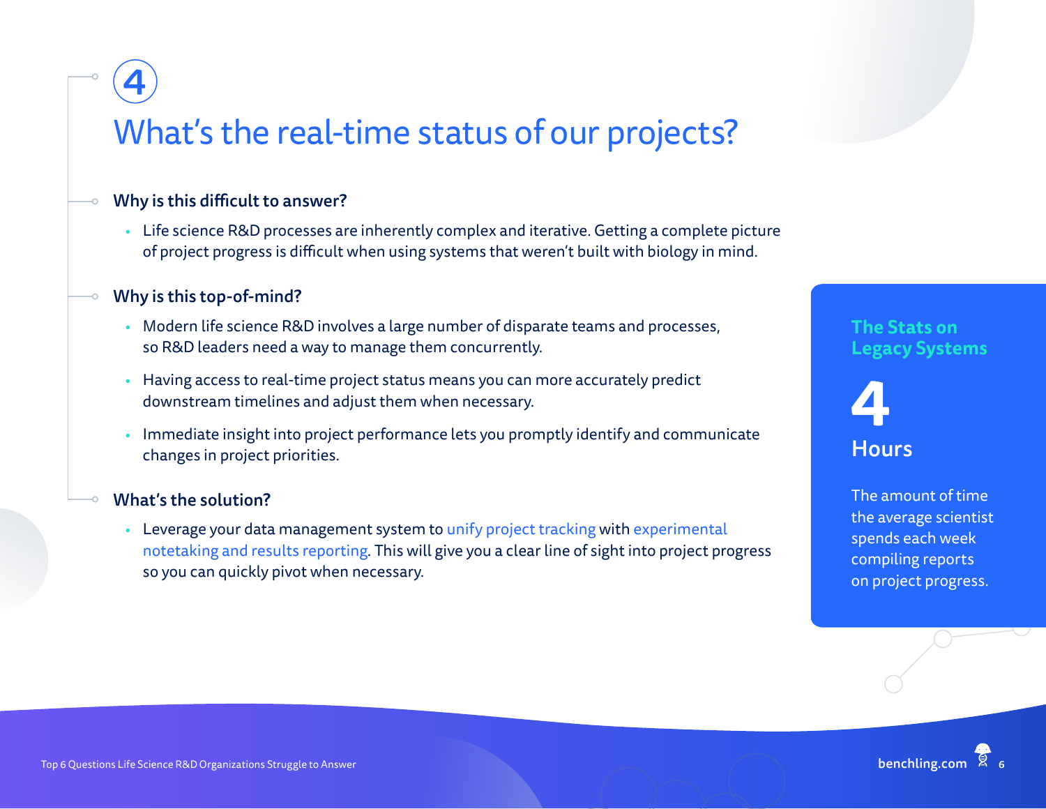# 4

## What's the real-time status of our projects?

### Why is this difficult to answer?

- Life science R&D processes are inherently complex and iterative. Getting a complete picture of project progress is difficult when using systems that weren't built with biology in mind.

### Why is this top-of-mind?

- Modern life science R&D involves a large number of disparate teams and processes, so R&D leaders need a way to manage them concurrently.
- Having access to real-time project status means you can more accurately predict downstream timelines and adjust them when necessary.
- Immediate insight into project performance lets you promptly identify and communicate changes in project priorities.

### What's the solution?

- Leverage your data management system to unify project tracking with experimental notetaking and results reporting. This will give you a clear line of sight into project progress so you can quickly pivot when necessary.

**The Stats on Legacy Systems**

**4**

**Hours**

The amount of time the average scientist spends each week compiling reports on project progress.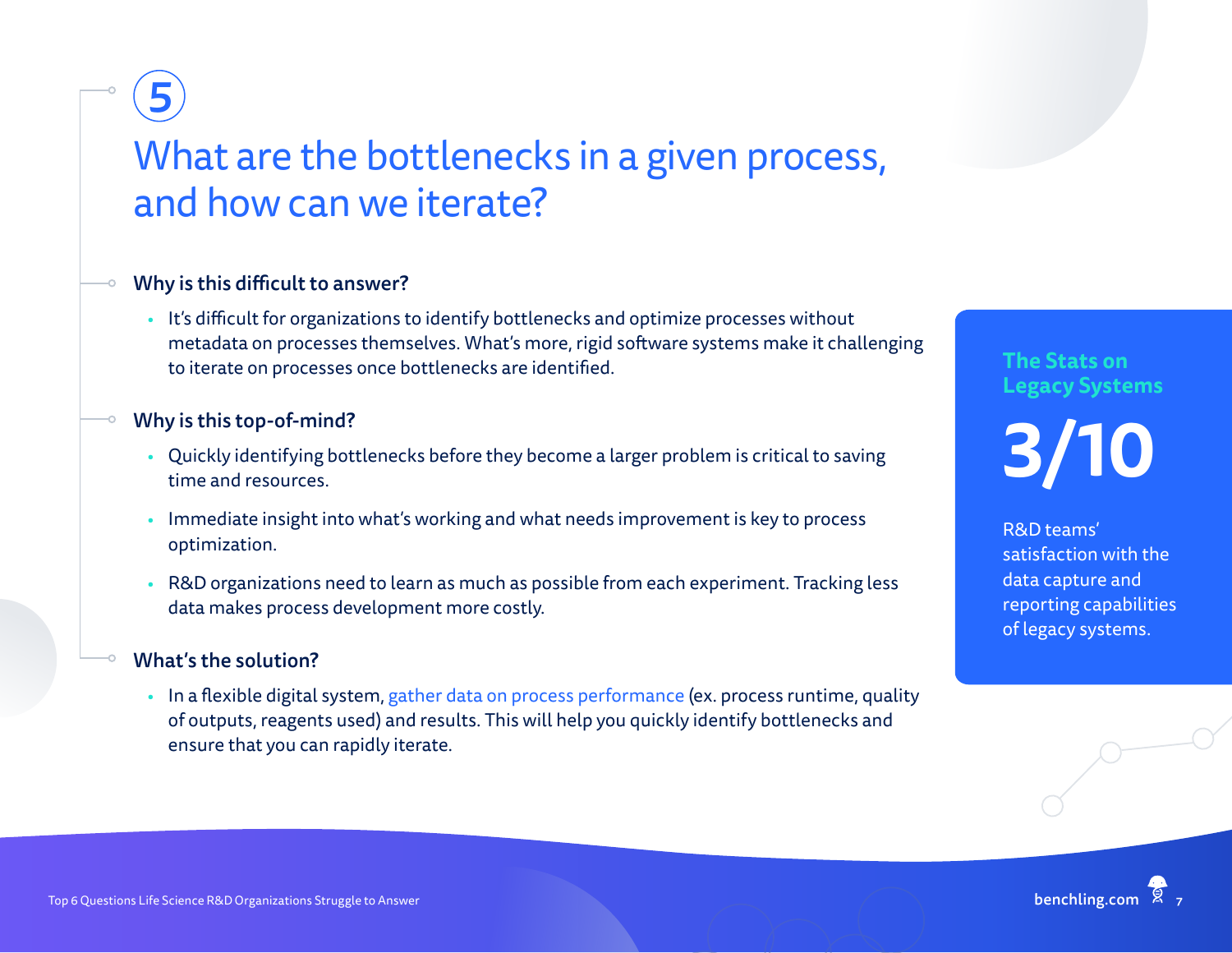5

# What are the bottlenecks in a given process, and how can we iterate?

### Why is this difficult to answer?

- It's difficult for organizations to identify bottlenecks and optimize processes without metadata on processes themselves. What's more, rigid software systems make it challenging to iterate on processes once bottlenecks are identified.

### Why is this top-of-mind?

- Quickly identifying bottlenecks before they become a larger problem is critical to saving time and resources.
- Immediate insight into what's working and what needs improvement is key to process optimization.
- R&D organizations need to learn as much as possible from each experiment. Tracking less data makes process development more costly.

### What's the solution?

- In a flexible digital system, gather data on process performance (ex. process runtime, quality of outputs, reagents used) and results. This will help you quickly identify bottlenecks and ensure that you can rapidly iterate.

**The Stats on Legacy Systems**

**3/10**

R&D teams' satisfaction with the data capture and reporting capabilities of legacy systems.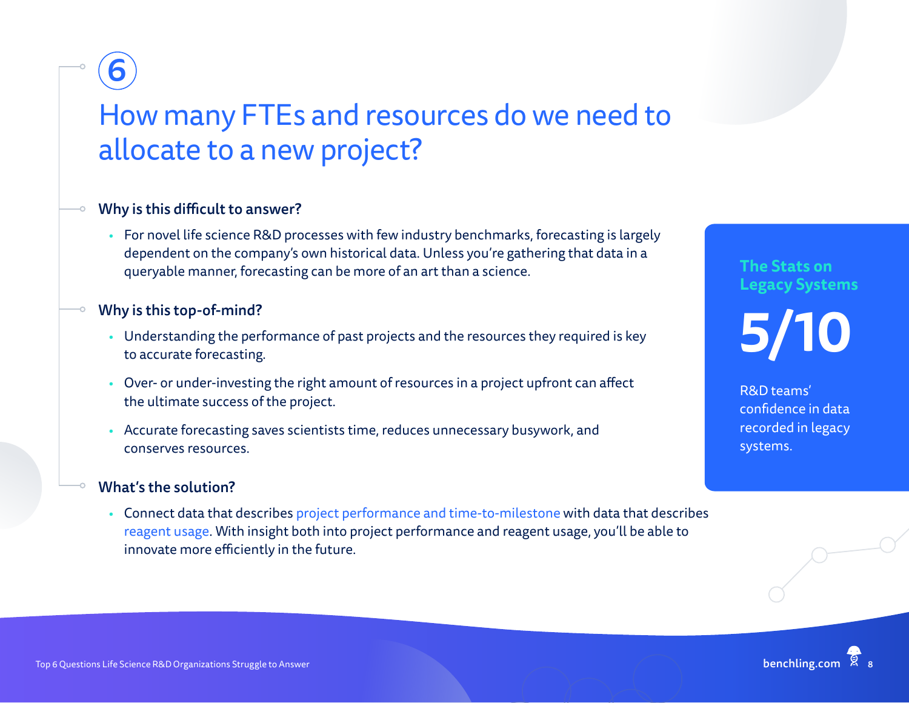6

# How many FTEs and resources do we need to allocate to a new project?

### Why is this difficult to answer?

- For novel life science R&D processes with few industry benchmarks, forecasting is largely dependent on the company's own historical data. Unless you're gathering that data in a queryable manner, forecasting can be more of an art than a science.

### Why is this top-of-mind?

- Understanding the performance of past projects and the resources they required is key to accurate forecasting.
- Over- or under-investing the right amount of resources in a project upfront can affect the ultimate success of the project.
- Accurate forecasting saves scientists time, reduces unnecessary busywork, and conserves resources.

### What's the solution?

- Connect data that describes project performance and time-to-milestone with data that describes reagent usage. With insight both into project performance and reagent usage, you'll be able to innovate more efficiently in the future.

**The Stats on Legacy Systems**

**5/10**

R&D teams' confidence in data recorded in legacy systems.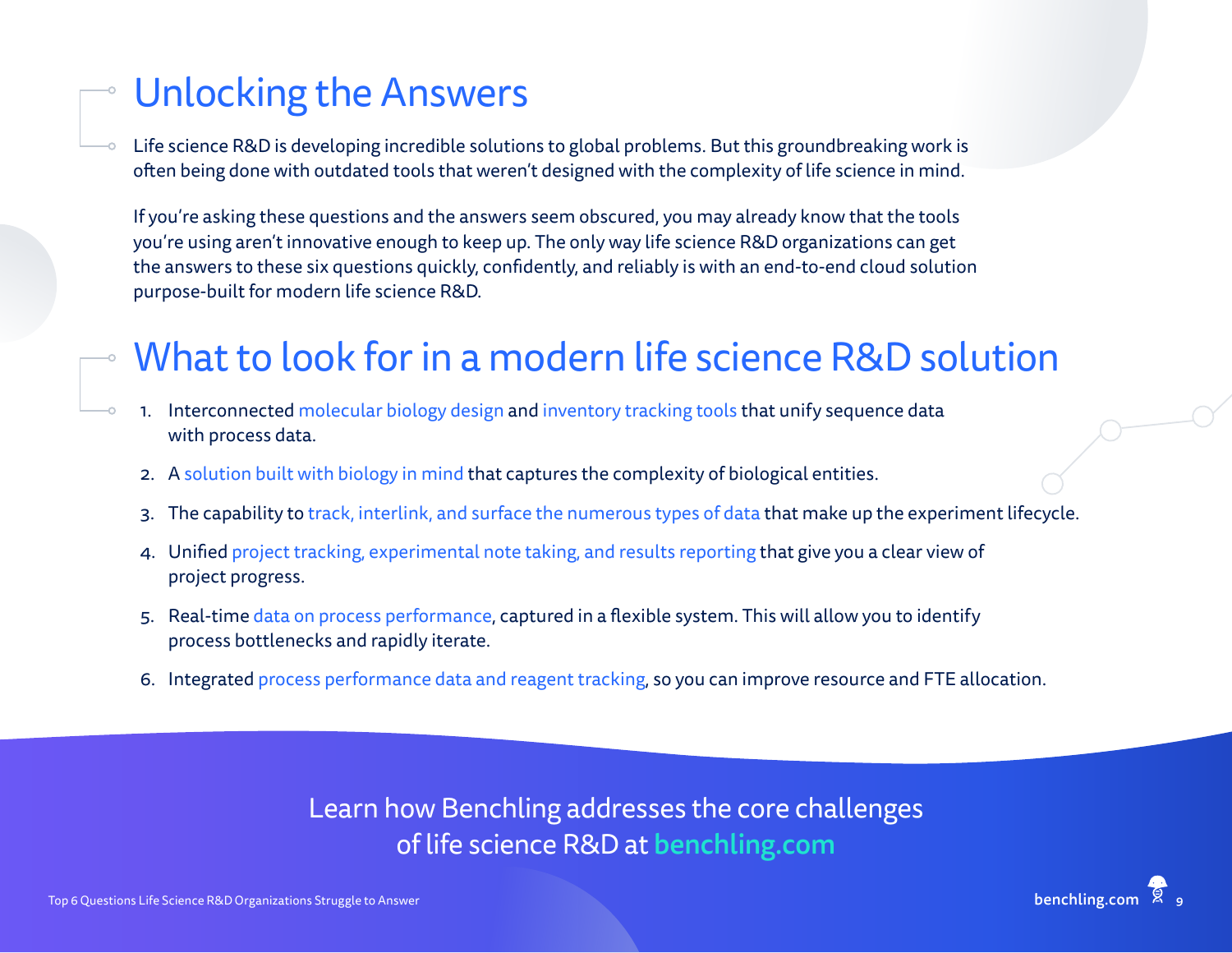# Unlocking the Answers

Life science R&D is developing incredible solutions to global problems. But this groundbreaking work is often being done with outdated tools that weren't designed with the complexity of life science in mind.

If you're asking these questions and the answers seem obscured, you may already know that the tools you're using aren't innovative enough to keep up. The only way life science R&D organizations can get the answers to these six questions quickly, confidently, and reliably is with an end-to-end cloud solution purpose-built for modern life science R&D.

# What to look for in a modern life science R&D solution

1. Interconnected molecular biology design and inventory tracking tools that unify sequence data with process data.
2. A solution built with biology in mind that captures the complexity of biological entities.
3. The capability to track, interlink, and surface the numerous types of data that make up the experiment lifecycle.
4. Unified project tracking, experimental note taking, and results reporting that give you a clear view of project progress.
5. Real-time data on process performance, captured in a flexible system. This will allow you to identify process bottlenecks and rapidly iterate.
6. Integrated process performance data and reagent tracking, so you can improve resource and FTE allocation.

Learn how Benchling addresses the core challenges of life science R&D at benchling.com